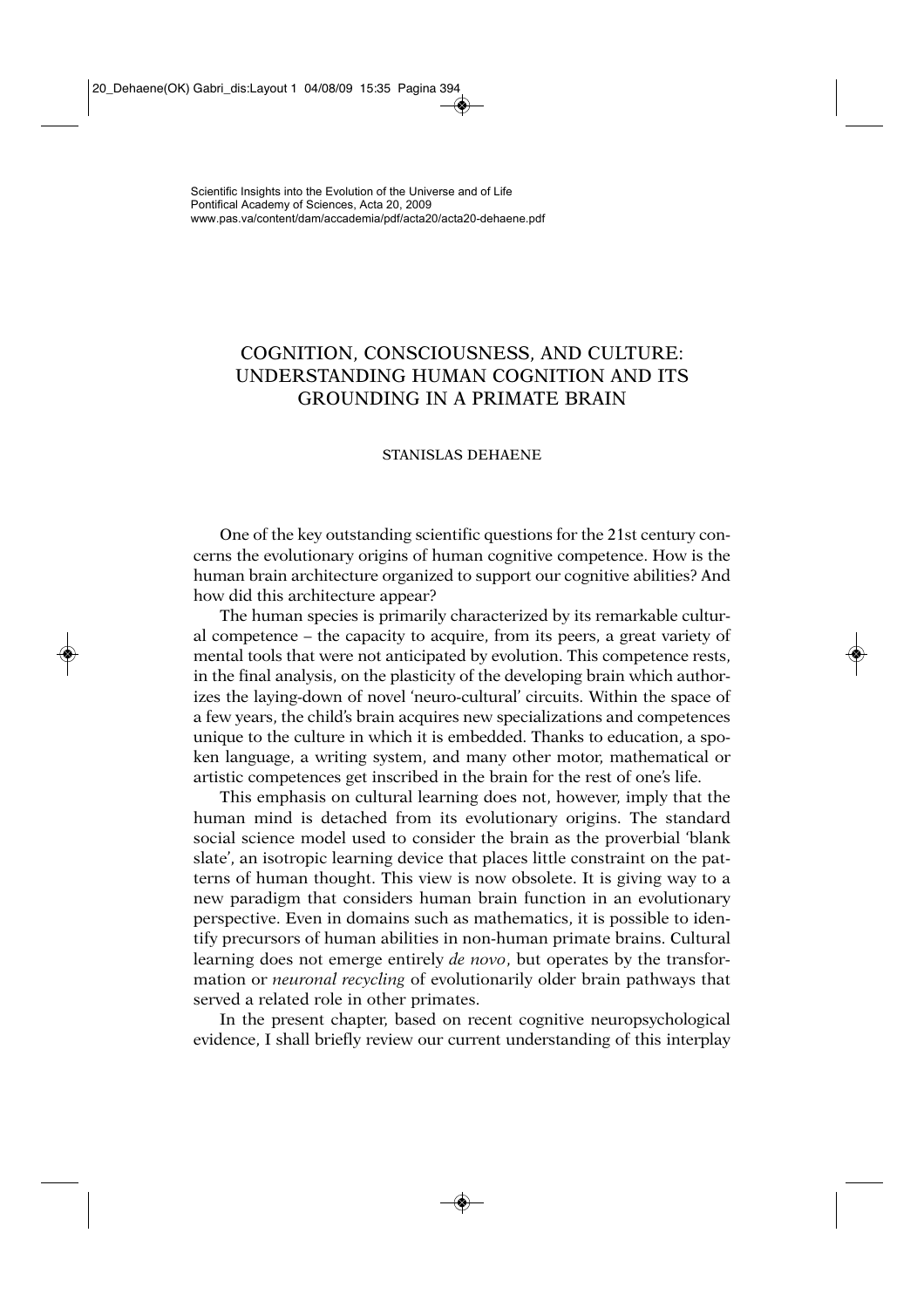Scientific Insights into the Evolution of the Universe and of Life
Pontifical Academy of Sciences, Acta 20, 2009
www.pas.va/content/dam/accademia/pdf/acta20/acta20-dehaene.pdf

# COGNITION, CONSCIOUSNESS, AND CULTURE: UNDERSTANDING HUMAN COGNITION AND ITS GROUNDING IN A PRIMATE BRAIN

STANISLAS DEHAENE

One of the key outstanding scientific questions for the 21st century concerns the evolutionary origins of human cognitive competence. How is the human brain architecture organized to support our cognitive abilities? And how did this architecture appear?

The human species is primarily characterized by its remarkable cultural competence – the capacity to acquire, from its peers, a great variety of mental tools that were not anticipated by evolution. This competence rests, in the final analysis, on the plasticity of the developing brain which authorizes the laying-down of novel 'neuro-cultural' circuits. Within the space of a few years, the child's brain acquires new specializations and competences unique to the culture in which it is embedded. Thanks to education, a spoken language, a writing system, and many other motor, mathematical or artistic competences get inscribed in the brain for the rest of one's life.

This emphasis on cultural learning does not, however, imply that the human mind is detached from its evolutionary origins. The standard social science model used to consider the brain as the proverbial 'blank slate', an isotropic learning device that places little constraint on the patterns of human thought. This view is now obsolete. It is giving way to a new paradigm that considers human brain function in an evolutionary perspective. Even in domains such as mathematics, it is possible to identify precursors of human abilities in non-human primate brains. Cultural learning does not emerge entirely *de novo*, but operates by the transformation or *neuronal recycling* of evolutionarily older brain pathways that served a related role in other primates.

In the present chapter, based on recent cognitive neuropsychological evidence, I shall briefly review our current understanding of this interplay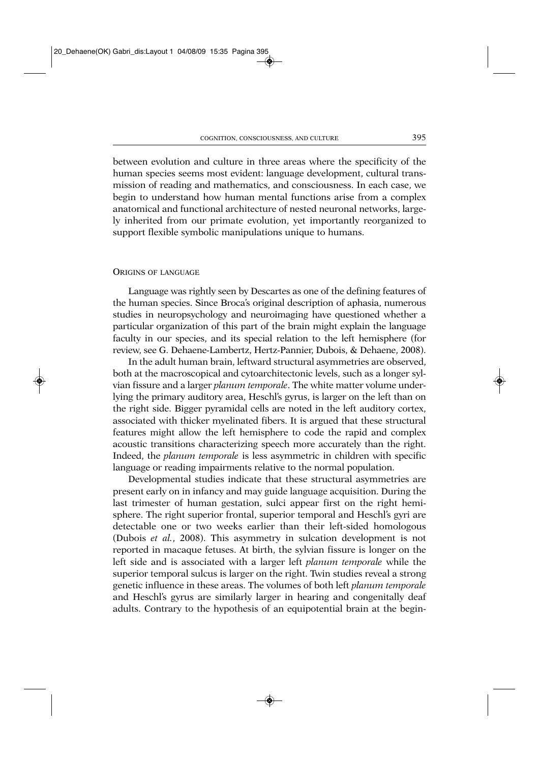between evolution and culture in three areas where the specificity of the human species seems most evident: language development, cultural transmission of reading and mathematics, and consciousness. In each case, we begin to understand how human mental functions arise from a complex anatomical and functional architecture of nested neuronal networks, largely inherited from our primate evolution, yet importantly reorganized to support flexible symbolic manipulations unique to humans.

## ORIGINS OF LANGUAGE

Language was rightly seen by Descartes as one of the defining features of the human species. Since Broca's original description of aphasia, numerous studies in neuropsychology and neuroimaging have questioned whether a particular organization of this part of the brain might explain the language faculty in our species, and its special relation to the left hemisphere (for review, see G. Dehaene-Lambertz, Hertz-Pannier, Dubois, & Dehaene, 2008).

In the adult human brain, leftward structural asymmetries are observed, both at the macroscopical and cytoarchitectonic levels, such as a longer sylvian fissure and a larger *planum temporale*. The white matter volume underlying the primary auditory area, Heschl's gyrus, is larger on the left than on the right side. Bigger pyramidal cells are noted in the left auditory cortex, associated with thicker myelinated fibers. It is argued that these structural features might allow the left hemisphere to code the rapid and complex acoustic transitions characterizing speech more accurately than the right. Indeed, the *planum temporale* is less asymmetric in children with specific language or reading impairments relative to the normal population.

Developmental studies indicate that these structural asymmetries are present early on in infancy and may guide language acquisition. During the last trimester of human gestation, sulci appear first on the right hemisphere. The right superior frontal, superior temporal and Heschl's gyri are detectable one or two weeks earlier than their left-sided homologous (Dubois *et al.*, 2008). This asymmetry in sulcation development is not reported in macaque fetuses. At birth, the sylvian fissure is longer on the left side and is associated with a larger left *planum temporale* while the superior temporal sulcus is larger on the right. Twin studies reveal a strong genetic influence in these areas. The volumes of both left *planum temporale* and Heschl's gyrus are similarly larger in hearing and congenitally deaf adults. Contrary to the hypothesis of an equipotential brain at the begin-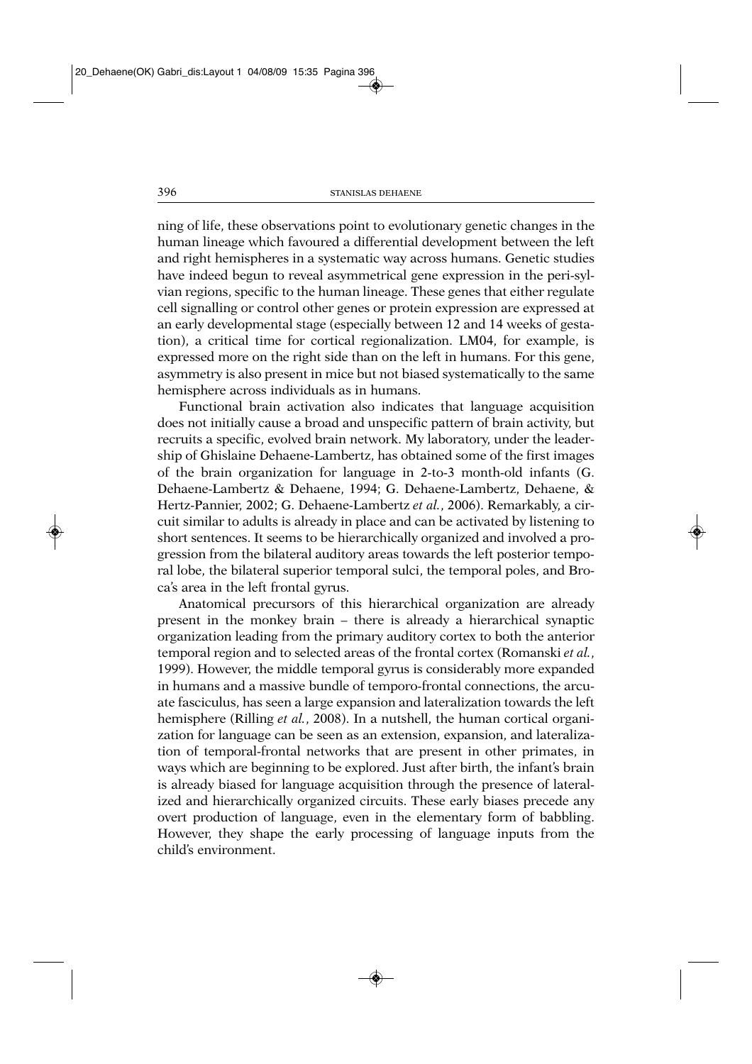ning of life, these observations point to evolutionary genetic changes in the human lineage which favoured a differential development between the left and right hemispheres in a systematic way across humans. Genetic studies have indeed begun to reveal asymmetrical gene expression in the peri-sylvian regions, specific to the human lineage. These genes that either regulate cell signalling or control other genes or protein expression are expressed at an early developmental stage (especially between 12 and 14 weeks of gestation), a critical time for cortical regionalization. LM04, for example, is expressed more on the right side than on the left in humans. For this gene, asymmetry is also present in mice but not biased systematically to the same hemisphere across individuals as in humans.

Functional brain activation also indicates that language acquisition does not initially cause a broad and unspecific pattern of brain activity, but recruits a specific, evolved brain network. My laboratory, under the leadership of Ghislaine Dehaene-Lambertz, has obtained some of the first images of the brain organization for language in 2-to-3 month-old infants (G. Dehaene-Lambertz & Dehaene, 1994; G. Dehaene-Lambertz, Dehaene, & Hertz-Pannier, 2002; G. Dehaene-Lambertz *et al.*, 2006). Remarkably, a circuit similar to adults is already in place and can be activated by listening to short sentences. It seems to be hierarchically organized and involved a progression from the bilateral auditory areas towards the left posterior temporal lobe, the bilateral superior temporal sulci, the temporal poles, and Broca's area in the left frontal gyrus.

Anatomical precursors of this hierarchical organization are already present in the monkey brain – there is already a hierarchical synaptic organization leading from the primary auditory cortex to both the anterior temporal region and to selected areas of the frontal cortex (Romanski *et al.*, 1999). However, the middle temporal gyrus is considerably more expanded in humans and a massive bundle of temporo-frontal connections, the arcuate fasciculus, has seen a large expansion and lateralization towards the left hemisphere (Rilling *et al.*, 2008). In a nutshell, the human cortical organization for language can be seen as an extension, expansion, and lateralization of temporal-frontal networks that are present in other primates, in ways which are beginning to be explored. Just after birth, the infant's brain is already biased for language acquisition through the presence of lateralized and hierarchically organized circuits. These early biases precede any overt production of language, even in the elementary form of babbling. However, they shape the early processing of language inputs from the child's environment.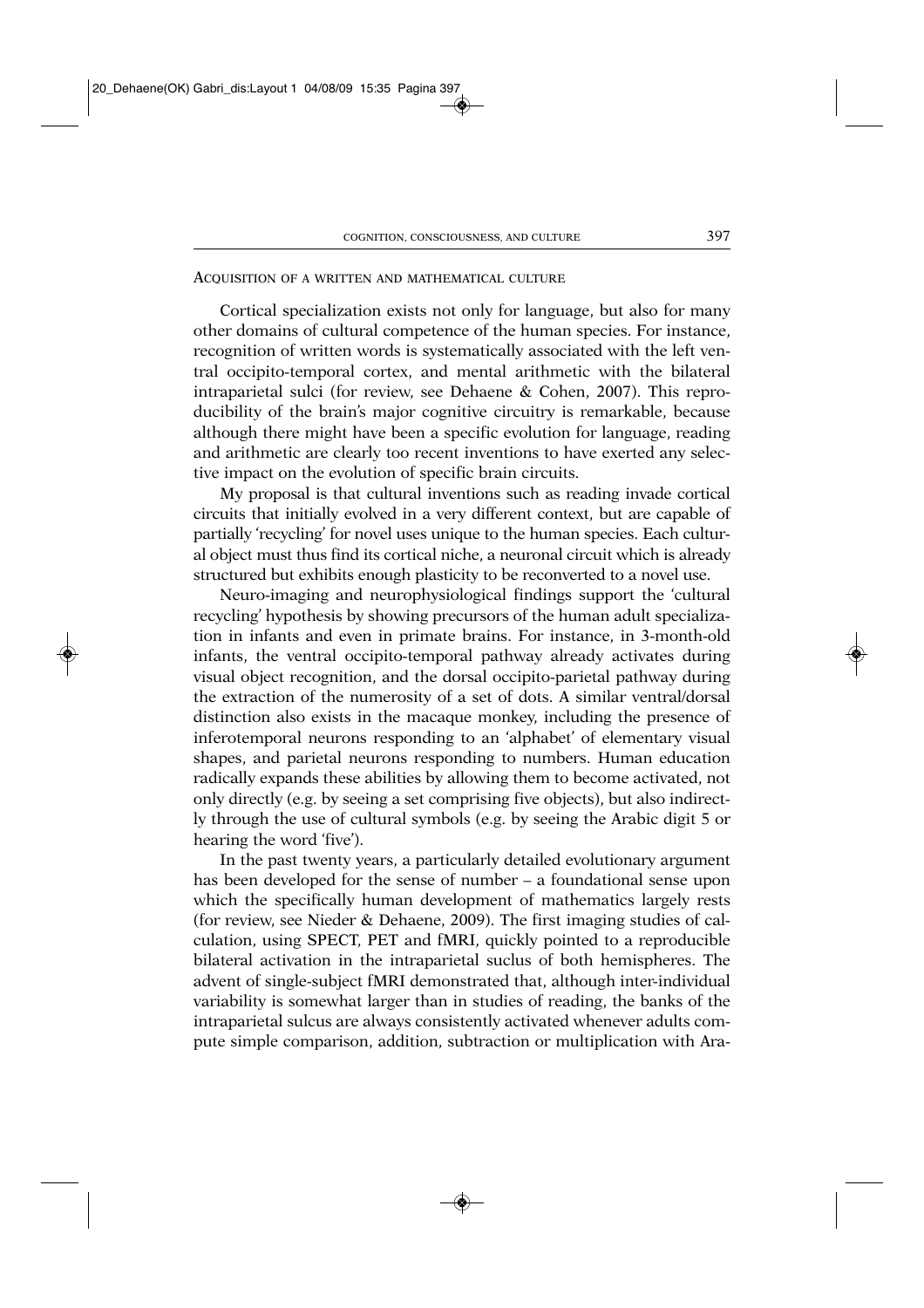## Acquisition of a written and mathematical culture

Cortical specialization exists not only for language, but also for many other domains of cultural competence of the human species. For instance, recognition of written words is systematically associated with the left ventral occipito-temporal cortex, and mental arithmetic with the bilateral intraparietal sulci (for review, see Dehaene & Cohen, 2007). This reproducibility of the brain's major cognitive circuitry is remarkable, because although there might have been a specific evolution for language, reading and arithmetic are clearly too recent inventions to have exerted any selective impact on the evolution of specific brain circuits.

My proposal is that cultural inventions such as reading invade cortical circuits that initially evolved in a very different context, but are capable of partially 'recycling' for novel uses unique to the human species. Each cultural object must thus find its cortical niche, a neuronal circuit which is already structured but exhibits enough plasticity to be reconverted to a novel use.

Neuro-imaging and neurophysiological findings support the 'cultural recycling' hypothesis by showing precursors of the human adult specialization in infants and even in primate brains. For instance, in 3-month-old infants, the ventral occipito-temporal pathway already activates during visual object recognition, and the dorsal occipito-parietal pathway during the extraction of the numerosity of a set of dots. A similar ventral/dorsal distinction also exists in the macaque monkey, including the presence of inferotemporal neurons responding to an 'alphabet' of elementary visual shapes, and parietal neurons responding to numbers. Human education radically expands these abilities by allowing them to become activated, not only directly (e.g. by seeing a set comprising five objects), but also indirectly through the use of cultural symbols (e.g. by seeing the Arabic digit 5 or hearing the word 'five').

In the past twenty years, a particularly detailed evolutionary argument has been developed for the sense of number – a foundational sense upon which the specifically human development of mathematics largely rests (for review, see Nieder & Dehaene, 2009). The first imaging studies of calculation, using SPECT, PET and fMRI, quickly pointed to a reproducible bilateral activation in the intraparietal suclus of both hemispheres. The advent of single-subject fMRI demonstrated that, although inter-individual variability is somewhat larger than in studies of reading, the banks of the intraparietal sulcus are always consistently activated whenever adults compute simple comparison, addition, subtraction or multiplication with Ara-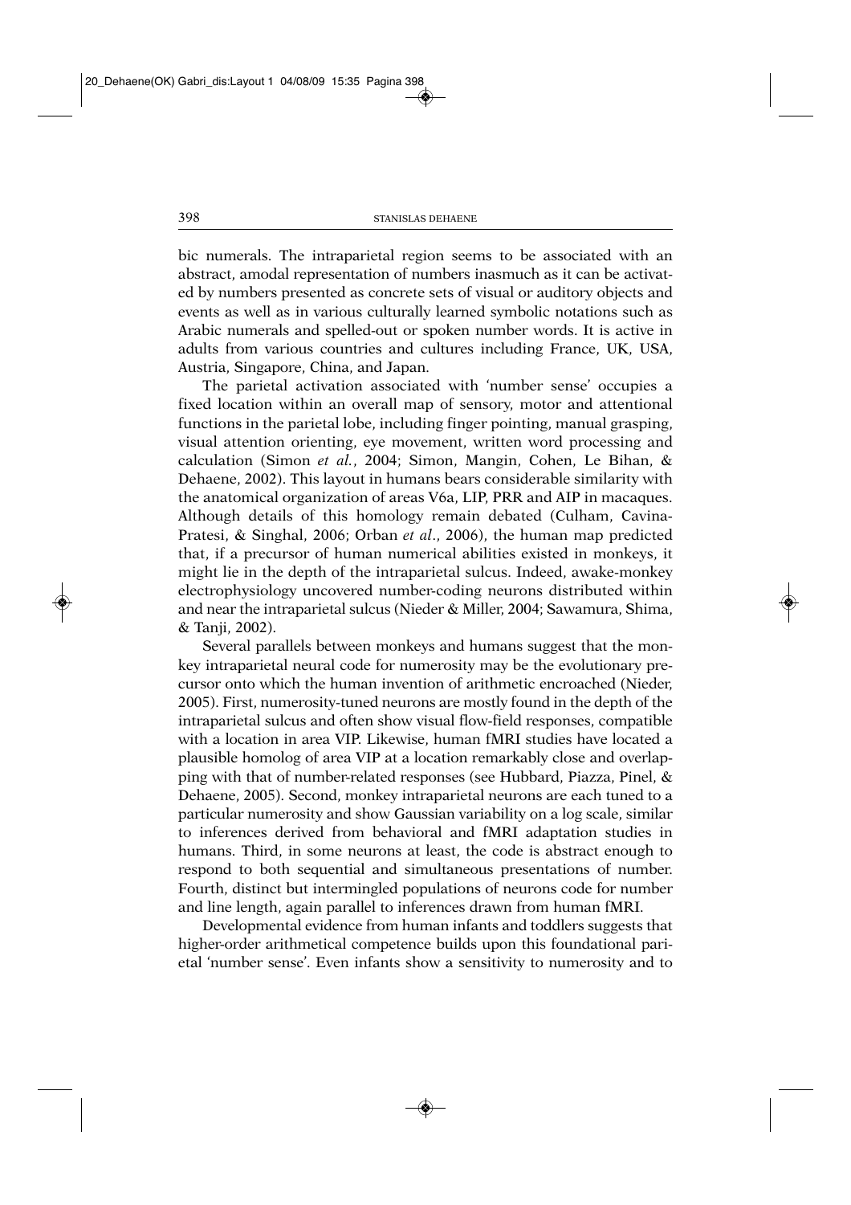bic numerals. The intraparietal region seems to be associated with an abstract, amodal representation of numbers inasmuch as it can be activated by numbers presented as concrete sets of visual or auditory objects and events as well as in various culturally learned symbolic notations such as Arabic numerals and spelled-out or spoken number words. It is active in adults from various countries and cultures including France, UK, USA, Austria, Singapore, China, and Japan.

The parietal activation associated with 'number sense' occupies a fixed location within an overall map of sensory, motor and attentional functions in the parietal lobe, including finger pointing, manual grasping, visual attention orienting, eye movement, written word processing and calculation (Simon *et al.*, 2004; Simon, Mangin, Cohen, Le Bihan, & Dehaene, 2002). This layout in humans bears considerable similarity with the anatomical organization of areas V6a, LIP, PRR and AIP in macaques. Although details of this homology remain debated (Culham, Cavina-Pratesi, & Singhal, 2006; Orban *et al*., 2006), the human map predicted that, if a precursor of human numerical abilities existed in monkeys, it might lie in the depth of the intraparietal sulcus. Indeed, awake-monkey electrophysiology uncovered number-coding neurons distributed within and near the intraparietal sulcus (Nieder & Miller, 2004; Sawamura, Shima, & Tanji, 2002).

Several parallels between monkeys and humans suggest that the monkey intraparietal neural code for numerosity may be the evolutionary precursor onto which the human invention of arithmetic encroached (Nieder, 2005). First, numerosity-tuned neurons are mostly found in the depth of the intraparietal sulcus and often show visual flow-field responses, compatible with a location in area VIP. Likewise, human fMRI studies have located a plausible homolog of area VIP at a location remarkably close and overlapping with that of number-related responses (see Hubbard, Piazza, Pinel, & Dehaene, 2005). Second, monkey intraparietal neurons are each tuned to a particular numerosity and show Gaussian variability on a log scale, similar to inferences derived from behavioral and fMRI adaptation studies in humans. Third, in some neurons at least, the code is abstract enough to respond to both sequential and simultaneous presentations of number. Fourth, distinct but intermingled populations of neurons code for number and line length, again parallel to inferences drawn from human fMRI.

Developmental evidence from human infants and toddlers suggests that higher-order arithmetical competence builds upon this foundational parietal 'number sense'. Even infants show a sensitivity to numerosity and to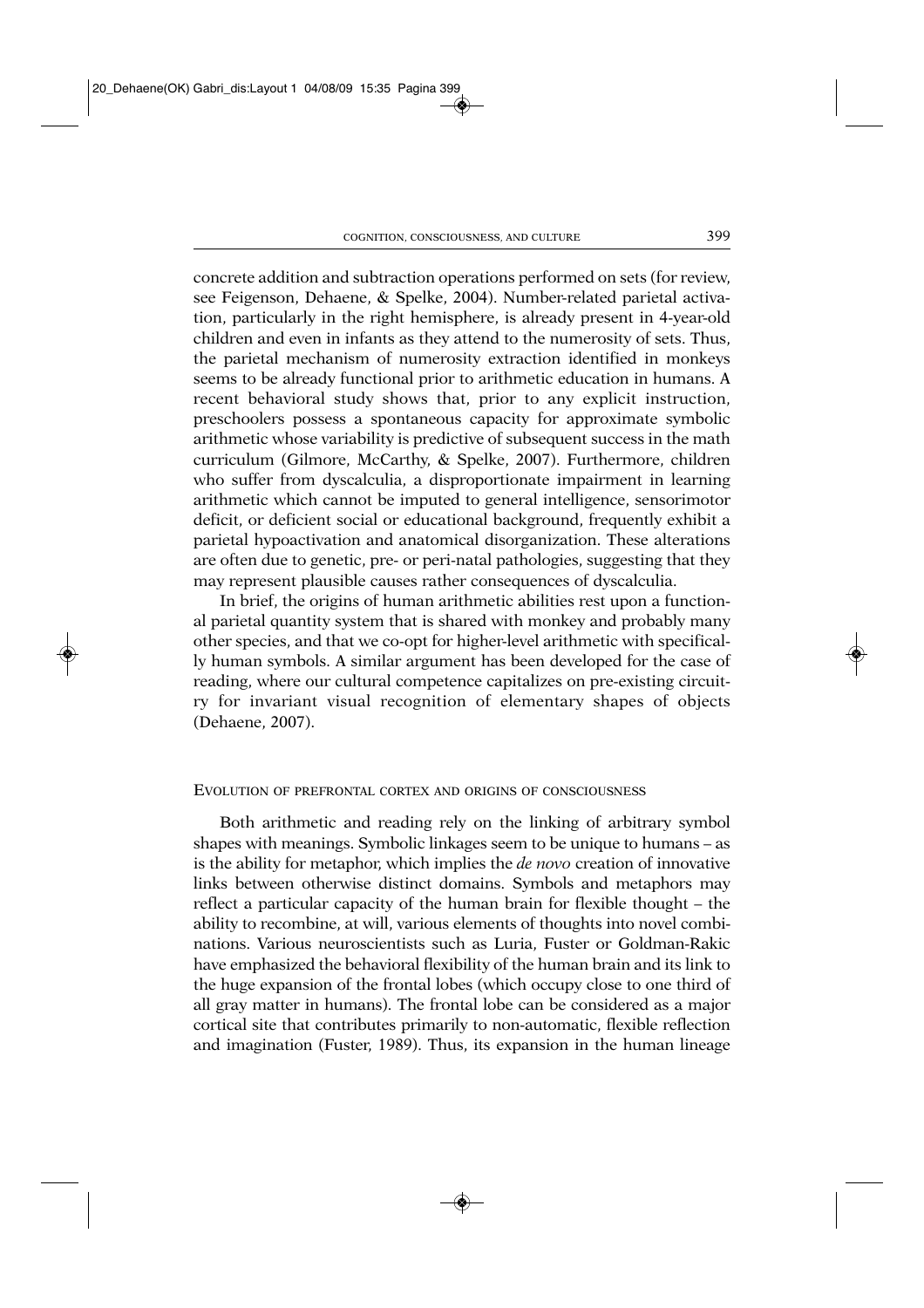concrete addition and subtraction operations performed on sets (for review, see Feigenson, Dehaene, & Spelke, 2004). Number-related parietal activation, particularly in the right hemisphere, is already present in 4-year-old children and even in infants as they attend to the numerosity of sets. Thus, the parietal mechanism of numerosity extraction identified in monkeys seems to be already functional prior to arithmetic education in humans. A recent behavioral study shows that, prior to any explicit instruction, preschoolers possess a spontaneous capacity for approximate symbolic arithmetic whose variability is predictive of subsequent success in the math curriculum (Gilmore, McCarthy, & Spelke, 2007). Furthermore, children who suffer from dyscalculia, a disproportionate impairment in learning arithmetic which cannot be imputed to general intelligence, sensorimotor deficit, or deficient social or educational background, frequently exhibit a parietal hypoactivation and anatomical disorganization. These alterations are often due to genetic, pre- or peri-natal pathologies, suggesting that they may represent plausible causes rather consequences of dyscalculia.

In brief, the origins of human arithmetic abilities rest upon a functional parietal quantity system that is shared with monkey and probably many other species, and that we co-opt for higher-level arithmetic with specifically human symbols. A similar argument has been developed for the case of reading, where our cultural competence capitalizes on pre-existing circuitry for invariant visual recognition of elementary shapes of objects (Dehaene, 2007).

## Evolution of prefrontal cortex and origins of consciousness

Both arithmetic and reading rely on the linking of arbitrary symbol shapes with meanings. Symbolic linkages seem to be unique to humans – as is the ability for metaphor, which implies the *de novo* creation of innovative links between otherwise distinct domains. Symbols and metaphors may reflect a particular capacity of the human brain for flexible thought – the ability to recombine, at will, various elements of thoughts into novel combinations. Various neuroscientists such as Luria, Fuster or Goldman-Rakic have emphasized the behavioral flexibility of the human brain and its link to the huge expansion of the frontal lobes (which occupy close to one third of all gray matter in humans). The frontal lobe can be considered as a major cortical site that contributes primarily to non-automatic, flexible reflection and imagination (Fuster, 1989). Thus, its expansion in the human lineage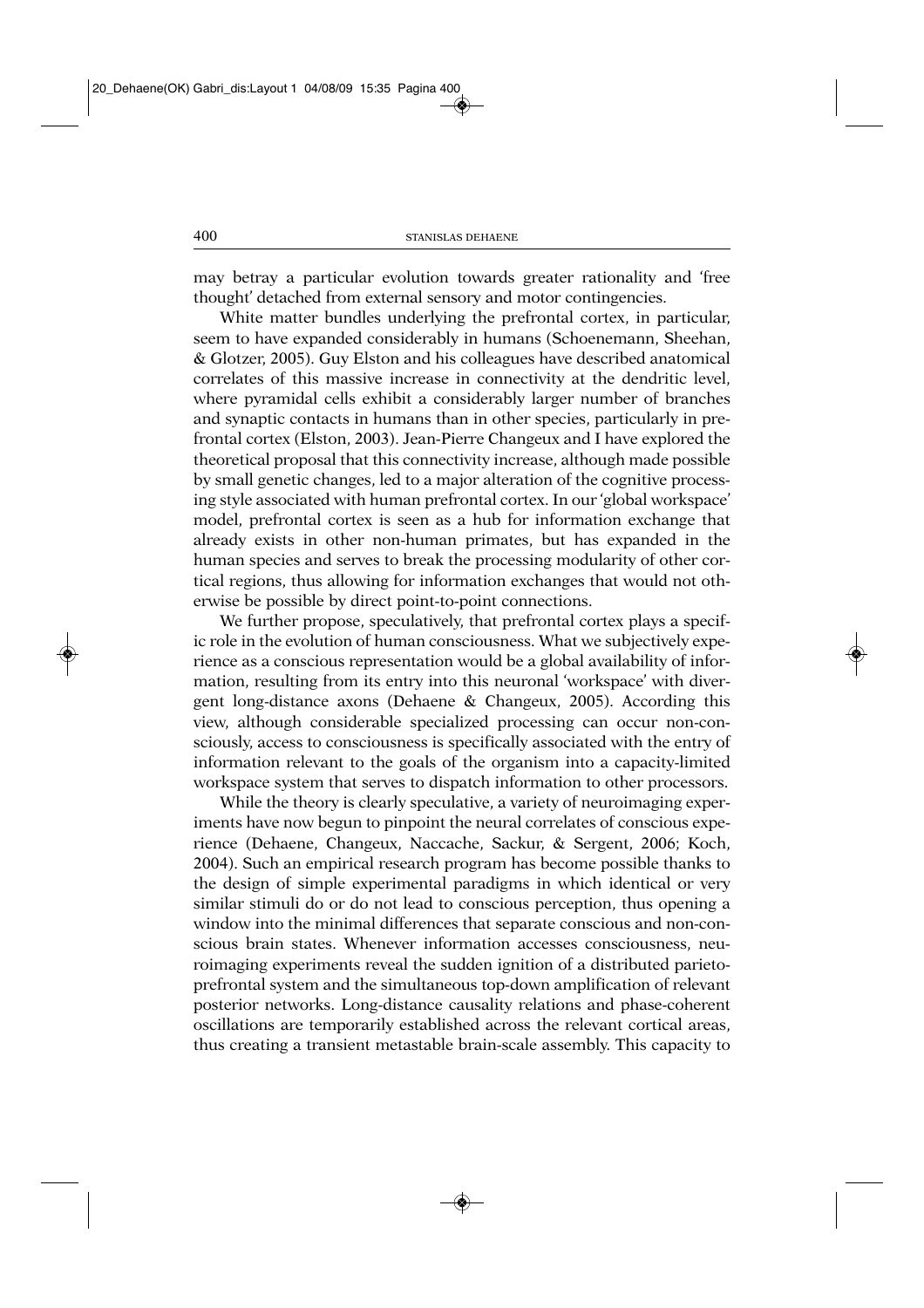may betray a particular evolution towards greater rationality and 'free thought' detached from external sensory and motor contingencies.

White matter bundles underlying the prefrontal cortex, in particular, seem to have expanded considerably in humans (Schoenemann, Sheehan, & Glotzer, 2005). Guy Elston and his colleagues have described anatomical correlates of this massive increase in connectivity at the dendritic level, where pyramidal cells exhibit a considerably larger number of branches and synaptic contacts in humans than in other species, particularly in prefrontal cortex (Elston, 2003). Jean-Pierre Changeux and I have explored the theoretical proposal that this connectivity increase, although made possible by small genetic changes, led to a major alteration of the cognitive processing style associated with human prefrontal cortex. In our 'global workspace' model, prefrontal cortex is seen as a hub for information exchange that already exists in other non-human primates, but has expanded in the human species and serves to break the processing modularity of other cortical regions, thus allowing for information exchanges that would not otherwise be possible by direct point-to-point connections.

We further propose, speculatively, that prefrontal cortex plays a specific role in the evolution of human consciousness. What we subjectively experience as a conscious representation would be a global availability of information, resulting from its entry into this neuronal 'workspace' with divergent long-distance axons (Dehaene & Changeux, 2005). According this view, although considerable specialized processing can occur non-consciously, access to consciousness is specifically associated with the entry of information relevant to the goals of the organism into a capacity-limited workspace system that serves to dispatch information to other processors.

While the theory is clearly speculative, a variety of neuroimaging experiments have now begun to pinpoint the neural correlates of conscious experience (Dehaene, Changeux, Naccache, Sackur, & Sergent, 2006; Koch, 2004). Such an empirical research program has become possible thanks to the design of simple experimental paradigms in which identical or very similar stimuli do or do not lead to conscious perception, thus opening a window into the minimal differences that separate conscious and non-conscious brain states. Whenever information accesses consciousness, neuroimaging experiments reveal the sudden ignition of a distributed parieto-prefrontal system and the simultaneous top-down amplification of relevant posterior networks. Long-distance causality relations and phase-coherent oscillations are temporarily established across the relevant cortical areas, thus creating a transient metastable brain-scale assembly. This capacity to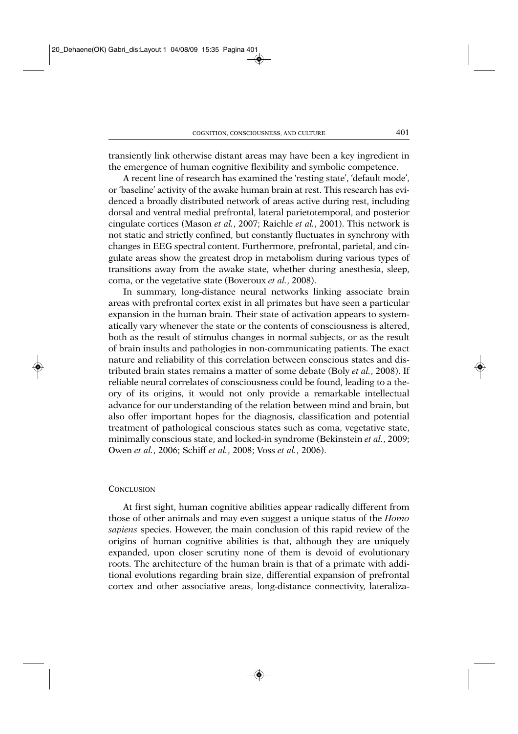transiently link otherwise distant areas may have been a key ingredient in the emergence of human cognitive flexibility and symbolic competence.

A recent line of research has examined the 'resting state', 'default mode', or 'baseline' activity of the awake human brain at rest. This research has evidenced a broadly distributed network of areas active during rest, including dorsal and ventral medial prefrontal, lateral parietotemporal, and posterior cingulate cortices (Mason *et al.*, 2007; Raichle *et al.*, 2001). This network is not static and strictly confined, but constantly fluctuates in synchrony with changes in EEG spectral content. Furthermore, prefrontal, parietal, and cingulate areas show the greatest drop in metabolism during various types of transitions away from the awake state, whether during anesthesia, sleep, coma, or the vegetative state (Boveroux *et al.*, 2008).

In summary, long-distance neural networks linking associate brain areas with prefrontal cortex exist in all primates but have seen a particular expansion in the human brain. Their state of activation appears to systematically vary whenever the state or the contents of consciousness is altered, both as the result of stimulus changes in normal subjects, or as the result of brain insults and pathologies in non-communicating patients. The exact nature and reliability of this correlation between conscious states and distributed brain states remains a matter of some debate (Boly *et al.*, 2008). If reliable neural correlates of consciousness could be found, leading to a theory of its origins, it would not only provide a remarkable intellectual advance for our understanding of the relation between mind and brain, but also offer important hopes for the diagnosis, classification and potential treatment of pathological conscious states such as coma, vegetative state, minimally conscious state, and locked-in syndrome (Bekinstein *et al.*, 2009; Owen *et al.*, 2006; Schiff *et al.*, 2008; Voss *et al.*, 2006).

## Conclusion

At first sight, human cognitive abilities appear radically different from those of other animals and may even suggest a unique status of the *Homo sapiens* species. However, the main conclusion of this rapid review of the origins of human cognitive abilities is that, although they are uniquely expanded, upon closer scrutiny none of them is devoid of evolutionary roots. The architecture of the human brain is that of a primate with additional evolutions regarding brain size, differential expansion of prefrontal cortex and other associative areas, long-distance connectivity, lateraliza-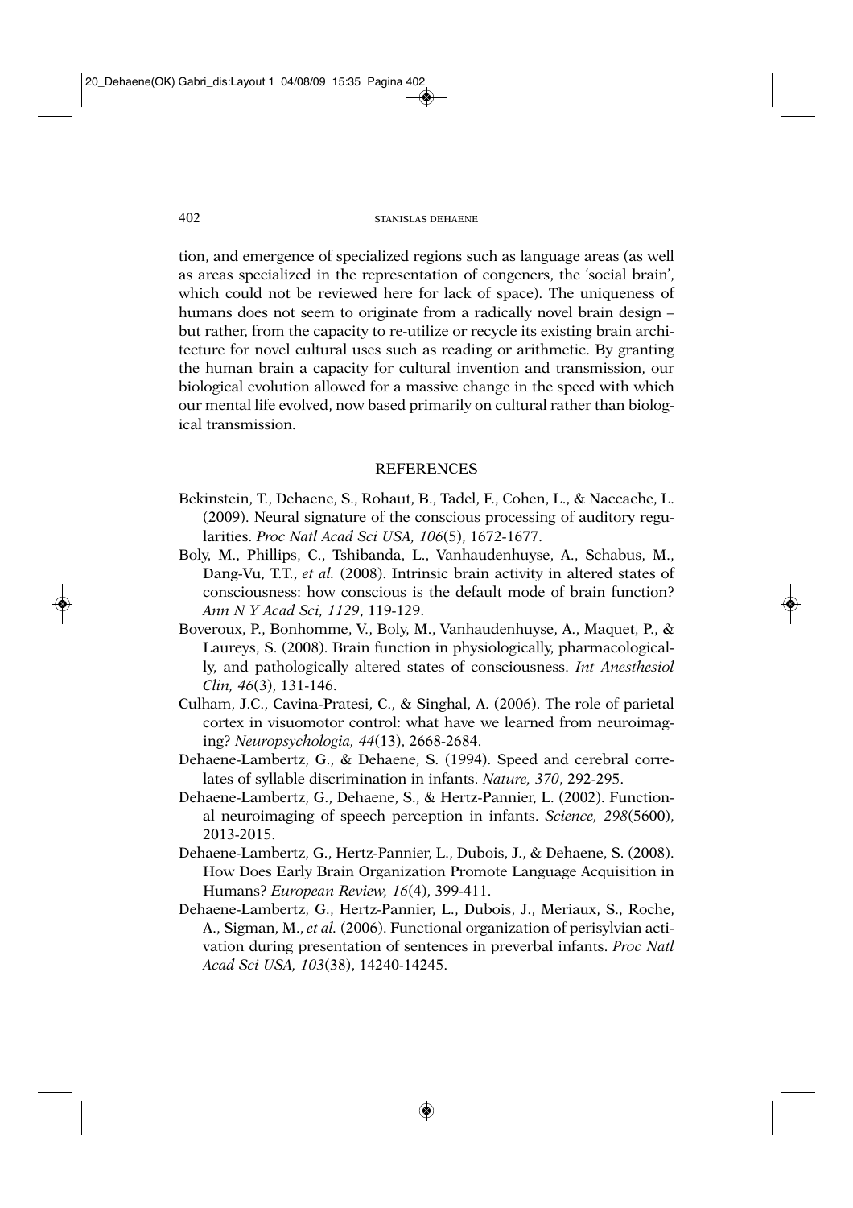tion, and emergence of specialized regions such as language areas (as well as areas specialized in the representation of congeners, the 'social brain', which could not be reviewed here for lack of space). The uniqueness of humans does not seem to originate from a radically novel brain design – but rather, from the capacity to re-utilize or recycle its existing brain architecture for novel cultural uses such as reading or arithmetic. By granting the human brain a capacity for cultural invention and transmission, our biological evolution allowed for a massive change in the speed with which our mental life evolved, now based primarily on cultural rather than biological transmission.

## REFERENCES

Bekinstein, T., Dehaene, S., Rohaut, B., Tadel, F., Cohen, L., & Naccache, L. (2009). Neural signature of the conscious processing of auditory regularities. *Proc Natl Acad Sci USA, 106*(5), 1672-1677.

Boly, M., Phillips, C., Tshibanda, L., Vanhaudenhuyse, A., Schabus, M., Dang-Vu, T.T., *et al.* (2008). Intrinsic brain activity in altered states of consciousness: how conscious is the default mode of brain function? *Ann N Y Acad Sci, 1129*, 119-129.

Boveroux, P., Bonhomme, V., Boly, M., Vanhaudenhuyse, A., Maquet, P., & Laureys, S. (2008). Brain function in physiologically, pharmacologically, and pathologically altered states of consciousness. *Int Anesthesiol Clin, 46*(3), 131-146.

Culham, J.C., Cavina-Pratesi, C., & Singhal, A. (2006). The role of parietal cortex in visuomotor control: what have we learned from neuroimaging? *Neuropsychologia, 44*(13), 2668-2684.

Dehaene-Lambertz, G., & Dehaene, S. (1994). Speed and cerebral correlates of syllable discrimination in infants. *Nature, 370*, 292-295.

Dehaene-Lambertz, G., Dehaene, S., & Hertz-Pannier, L. (2002). Functional neuroimaging of speech perception in infants. *Science, 298*(5600), 2013-2015.

Dehaene-Lambertz, G., Hertz-Pannier, L., Dubois, J., & Dehaene, S. (2008). How Does Early Brain Organization Promote Language Acquisition in Humans? *European Review, 16*(4), 399-411.

Dehaene-Lambertz, G., Hertz-Pannier, L., Dubois, J., Meriaux, S., Roche, A., Sigman, M., *et al.* (2006). Functional organization of perisylvian activation during presentation of sentences in preverbal infants. *Proc Natl Acad Sci USA, 103*(38), 14240-14245.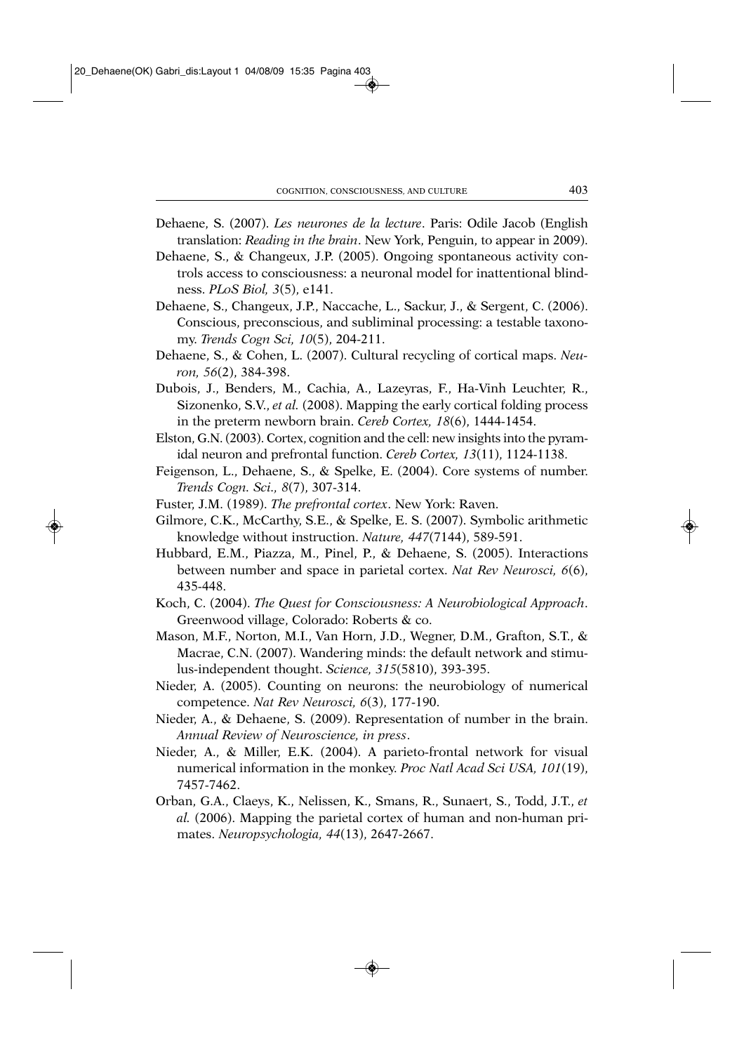Dehaene, S. (2007). *Les neurones de la lecture*. Paris: Odile Jacob (English translation: *Reading in the brain*. New York, Penguin, to appear in 2009).

Dehaene, S., & Changeux, J.P. (2005). Ongoing spontaneous activity controls access to consciousness: a neuronal model for inattentional blindness. *PLoS Biol, 3*(5), e141.

Dehaene, S., Changeux, J.P., Naccache, L., Sackur, J., & Sergent, C. (2006). Conscious, preconscious, and subliminal processing: a testable taxonomy. *Trends Cogn Sci, 10*(5), 204-211.

Dehaene, S., & Cohen, L. (2007). Cultural recycling of cortical maps. *Neuron, 56*(2), 384-398.

Dubois, J., Benders, M., Cachia, A., Lazeyras, F., Ha-Vinh Leuchter, R., Sizonenko, S.V., *et al.* (2008). Mapping the early cortical folding process in the preterm newborn brain. *Cereb Cortex, 18*(6), 1444-1454.

Elston, G.N. (2003). Cortex, cognition and the cell: new insights into the pyramidal neuron and prefrontal function. *Cereb Cortex, 13*(11), 1124-1138.

Feigenson, L., Dehaene, S., & Spelke, E. (2004). Core systems of number. *Trends Cogn. Sci., 8*(7), 307-314.

Fuster, J.M. (1989). *The prefrontal cortex*. New York: Raven.

Gilmore, C.K., McCarthy, S.E., & Spelke, E. S. (2007). Symbolic arithmetic knowledge without instruction. *Nature, 447*(7144), 589-591.

Hubbard, E.M., Piazza, M., Pinel, P., & Dehaene, S. (2005). Interactions between number and space in parietal cortex. *Nat Rev Neurosci, 6*(6), 435-448.

Koch, C. (2004). *The Quest for Consciousness: A Neurobiological Approach*. Greenwood village, Colorado: Roberts & co.

Mason, M.F., Norton, M.I., Van Horn, J.D., Wegner, D.M., Grafton, S.T., & Macrae, C.N. (2007). Wandering minds: the default network and stimulus-independent thought. *Science, 315*(5810), 393-395.

Nieder, A. (2005). Counting on neurons: the neurobiology of numerical competence. *Nat Rev Neurosci, 6*(3), 177-190.

Nieder, A., & Dehaene, S. (2009). Representation of number in the brain. *Annual Review of Neuroscience, in press*.

Nieder, A., & Miller, E.K. (2004). A parieto-frontal network for visual numerical information in the monkey. *Proc Natl Acad Sci USA, 101*(19), 7457-7462.

Orban, G.A., Claeys, K., Nelissen, K., Smans, R., Sunaert, S., Todd, J.T., *et al.* (2006). Mapping the parietal cortex of human and non-human primates. *Neuropsychologia, 44*(13), 2647-2667.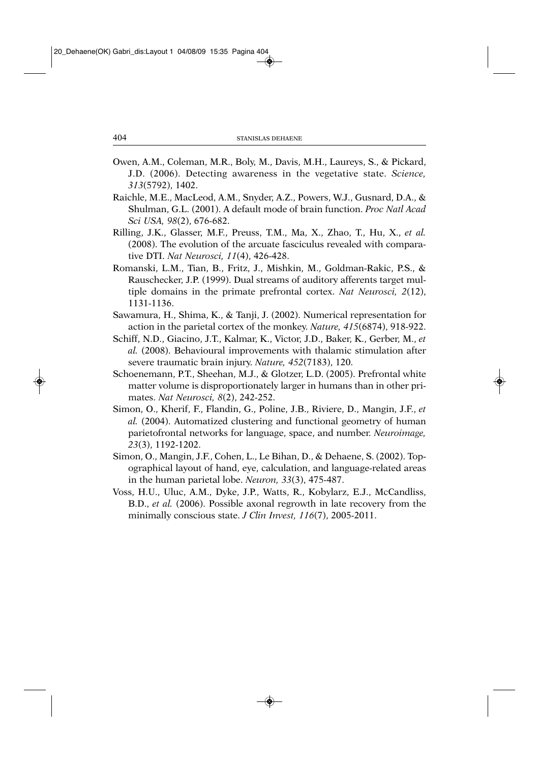Owen, A.M., Coleman, M.R., Boly, M., Davis, M.H., Laureys, S., & Pickard, J.D. (2006). Detecting awareness in the vegetative state. *Science, 313*(5792), 1402.

Raichle, M.E., MacLeod, A.M., Snyder, A.Z., Powers, W.J., Gusnard, D.A., & Shulman, G.L. (2001). A default mode of brain function. *Proc Natl Acad Sci USA, 98*(2), 676-682.

Rilling, J.K., Glasser, M.F., Preuss, T.M., Ma, X., Zhao, T., Hu, X., *et al.* (2008). The evolution of the arcuate fasciculus revealed with comparative DTI. *Nat Neurosci, 11*(4), 426-428.

Romanski, L.M., Tian, B., Fritz, J., Mishkin, M., Goldman-Rakic, P.S., & Rauschecker, J.P. (1999). Dual streams of auditory afferents target multiple domains in the primate prefrontal cortex. *Nat Neurosci, 2*(12), 1131-1136.

Sawamura, H., Shima, K., & Tanji, J. (2002). Numerical representation for action in the parietal cortex of the monkey. *Nature, 415*(6874), 918-922.

Schiff, N.D., Giacino, J.T., Kalmar, K., Victor, J.D., Baker, K., Gerber, M., *et al.* (2008). Behavioural improvements with thalamic stimulation after severe traumatic brain injury. *Nature, 452*(7183), 120.

Schoenemann, P.T., Sheehan, M.J., & Glotzer, L.D. (2005). Prefrontal white matter volume is disproportionately larger in humans than in other primates. *Nat Neurosci, 8*(2), 242-252.

Simon, O., Kherif, F., Flandin, G., Poline, J.B., Riviere, D., Mangin, J.F., *et al.* (2004). Automatized clustering and functional geometry of human parietofrontal networks for language, space, and number. *Neuroimage, 23*(3), 1192-1202.

Simon, O., Mangin, J.F., Cohen, L., Le Bihan, D., & Dehaene, S. (2002). Topographical layout of hand, eye, calculation, and language-related areas in the human parietal lobe. *Neuron, 33*(3), 475-487.

Voss, H.U., Uluc, A.M., Dyke, J.P., Watts, R., Kobylarz, E.J., McCandliss, B.D., *et al.* (2006). Possible axonal regrowth in late recovery from the minimally conscious state. *J Clin Invest, 116*(7), 2005-2011.